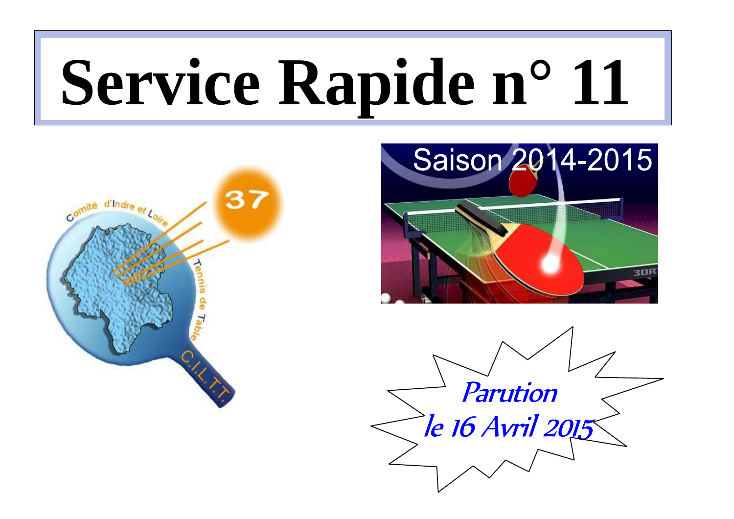# Service Rapide n° 11

Saison 2014-2015

*Parution le 16 Avril 2015*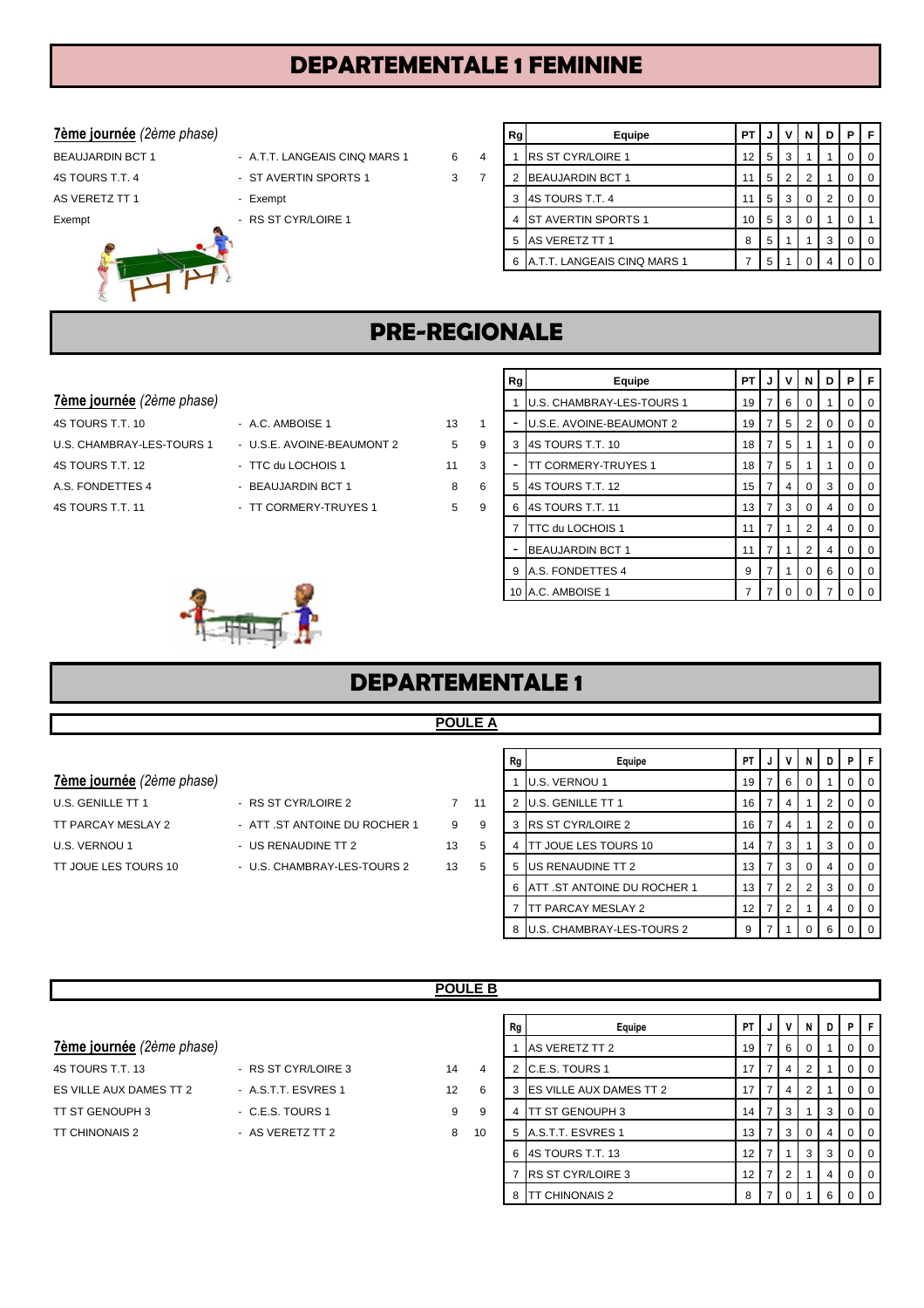# DEPARTEMENTALE 1 FEMININE

**7ème journée** *(2ème phase)*

| | | | |
|---|---|---|---|
| BEAUJARDIN BCT 1 | - A.T.T. LANGEAIS CINQ MARS 1 | 6 | 4 |
| 4S TOURS T.T. 4 | - ST AVERTIN SPORTS 1 | 3 | 7 |
| AS VERETZ TT 1 | - Exempt | | |
| Exempt | - RS ST CYR/LOIRE 1 | | |

| Rg | Equipe | PT | J | V | N | D | P | F |
|---|---|---|---|---|---|---|---|---|
| 1 | RS ST CYR/LOIRE 1 | 12 | 5 | 3 | 1 | 1 | 0 | 0 |
| 2 | BEAUJARDIN BCT 1 | 11 | 5 | 2 | 2 | 1 | 0 | 0 |
| 3 | 4S TOURS T.T. 4 | 11 | 5 | 3 | 0 | 2 | 0 | 0 |
| 4 | ST AVERTIN SPORTS 1 | 10 | 5 | 3 | 0 | 1 | 0 | 1 |
| 5 | AS VERETZ TT 1 | 8 | 5 | 1 | 1 | 3 | 0 | 0 |
| 6 | A.T.T. LANGEAIS CINQ MARS 1 | 7 | 5 | 1 | 0 | 4 | 0 | 0 |

# PRE-REGIONALE

**7ème journée** *(2ème phase)*

| | | | |
|---|---|---|---|
| 4S TOURS T.T. 10 | - A.C. AMBOISE 1 | 13 | 1 |
| U.S. CHAMBRAY-LES-TOURS 1 | - U.S.E. AVOINE-BEAUMONT 2 | 5 | 9 |
| 4S TOURS T.T. 12 | - TTC du LOCHOIS 1 | 11 | 3 |
| A.S. FONDETTES 4 | - BEAUJARDIN BCT 1 | 8 | 6 |
| 4S TOURS T.T. 11 | - TT CORMERY-TRUYES 1 | 5 | 9 |

| Rg | Equipe | PT | J | V | N | D | P | F |
|---|---|---|---|---|---|---|---|---|
| 1 | U.S. CHAMBRAY-LES-TOURS 1 | 19 | 7 | 6 | 0 | 1 | 0 | 0 |
| - | U.S.E. AVOINE-BEAUMONT 2 | 19 | 7 | 5 | 2 | 0 | 0 | 0 |
| 3 | 4S TOURS T.T. 10 | 18 | 7 | 5 | 1 | 1 | 0 | 0 |
| - | TT CORMERY-TRUYES 1 | 18 | 7 | 5 | 1 | 1 | 0 | 0 |
| 5 | 4S TOURS T.T. 12 | 15 | 7 | 4 | 0 | 3 | 0 | 0 |
| 6 | 4S TOURS T.T. 11 | 13 | 7 | 3 | 0 | 4 | 0 | 0 |
| 7 | TTC du LOCHOIS 1 | 11 | 7 | 1 | 2 | 4 | 0 | 0 |
| - | BEAUJARDIN BCT 1 | 11 | 7 | 1 | 2 | 4 | 0 | 0 |
| 9 | A.S. FONDETTES 4 | 9 | 7 | 1 | 0 | 6 | 0 | 0 |
| 10 | A.C. AMBOISE 1 | 7 | 7 | 0 | 0 | 7 | 0 | 0 |

# DEPARTEMENTALE 1

## POULE A

**7ème journée** *(2ème phase)*

| | | | |
|---|---|---|---|
| U.S. GENILLE TT 1 | - RS ST CYR/LOIRE 2 | 7 | 11 |
| TT PARCAY MESLAY 2 | - ATT .ST ANTOINE DU ROCHER 1 | 9 | 9 |
| U.S. VERNOU 1 | - US RENAUDINE TT 2 | 13 | 5 |
| TT JOUE LES TOURS 10 | - U.S. CHAMBRAY-LES-TOURS 2 | 13 | 5 |

| Rg | Equipe | PT | J | V | N | D | P | F |
|---|---|---|---|---|---|---|---|---|
| 1 | U.S. VERNOU 1 | 19 | 7 | 6 | 0 | 1 | 0 | 0 |
| 2 | U.S. GENILLE TT 1 | 16 | 7 | 4 | 1 | 2 | 0 | 0 |
| 3 | RS ST CYR/LOIRE 2 | 16 | 7 | 4 | 1 | 2 | 0 | 0 |
| 4 | TT JOUE LES TOURS 10 | 14 | 7 | 3 | 1 | 3 | 0 | 0 |
| 5 | US RENAUDINE TT 2 | 13 | 7 | 3 | 0 | 4 | 0 | 0 |
| 6 | ATT .ST ANTOINE DU ROCHER 1 | 13 | 7 | 2 | 2 | 3 | 0 | 0 |
| 7 | TT PARCAY MESLAY 2 | 12 | 7 | 2 | 1 | 4 | 0 | 0 |
| 8 | U.S. CHAMBRAY-LES-TOURS 2 | 9 | 7 | 1 | 0 | 6 | 0 | 0 |

## POULE B

**7ème journée** *(2ème phase)*

| | | | |
|---|---|---|---|
| 4S TOURS T.T. 13 | - RS ST CYR/LOIRE 3 | 14 | 4 |
| ES VILLE AUX DAMES TT 2 | - A.S.T.T. ESVRES 1 | 12 | 6 |
| TT ST GENOUPH 3 | - C.E.S. TOURS 1 | 9 | 9 |
| TT CHINONAIS 2 | - AS VERETZ TT 2 | 8 | 10 |

| Rg | Equipe | PT | J | V | N | D | P | F |
|---|---|---|---|---|---|---|---|---|
| 1 | AS VERETZ TT 2 | 19 | 7 | 6 | 0 | 1 | 0 | 0 |
| 2 | C.E.S. TOURS 1 | 17 | 7 | 4 | 2 | 1 | 0 | 0 |
| 3 | ES VILLE AUX DAMES TT 2 | 17 | 7 | 4 | 2 | 1 | 0 | 0 |
| 4 | TT ST GENOUPH 3 | 14 | 7 | 3 | 1 | 3 | 0 | 0 |
| 5 | A.S.T.T. ESVRES 1 | 13 | 7 | 3 | 0 | 4 | 0 | 0 |
| 6 | 4S TOURS T.T. 13 | 12 | 7 | 1 | 3 | 3 | 0 | 0 |
| 7 | RS ST CYR/LOIRE 3 | 12 | 7 | 2 | 1 | 4 | 0 | 0 |
| 8 | TT CHINONAIS 2 | 8 | 7 | 0 | 1 | 6 | 0 | 0 |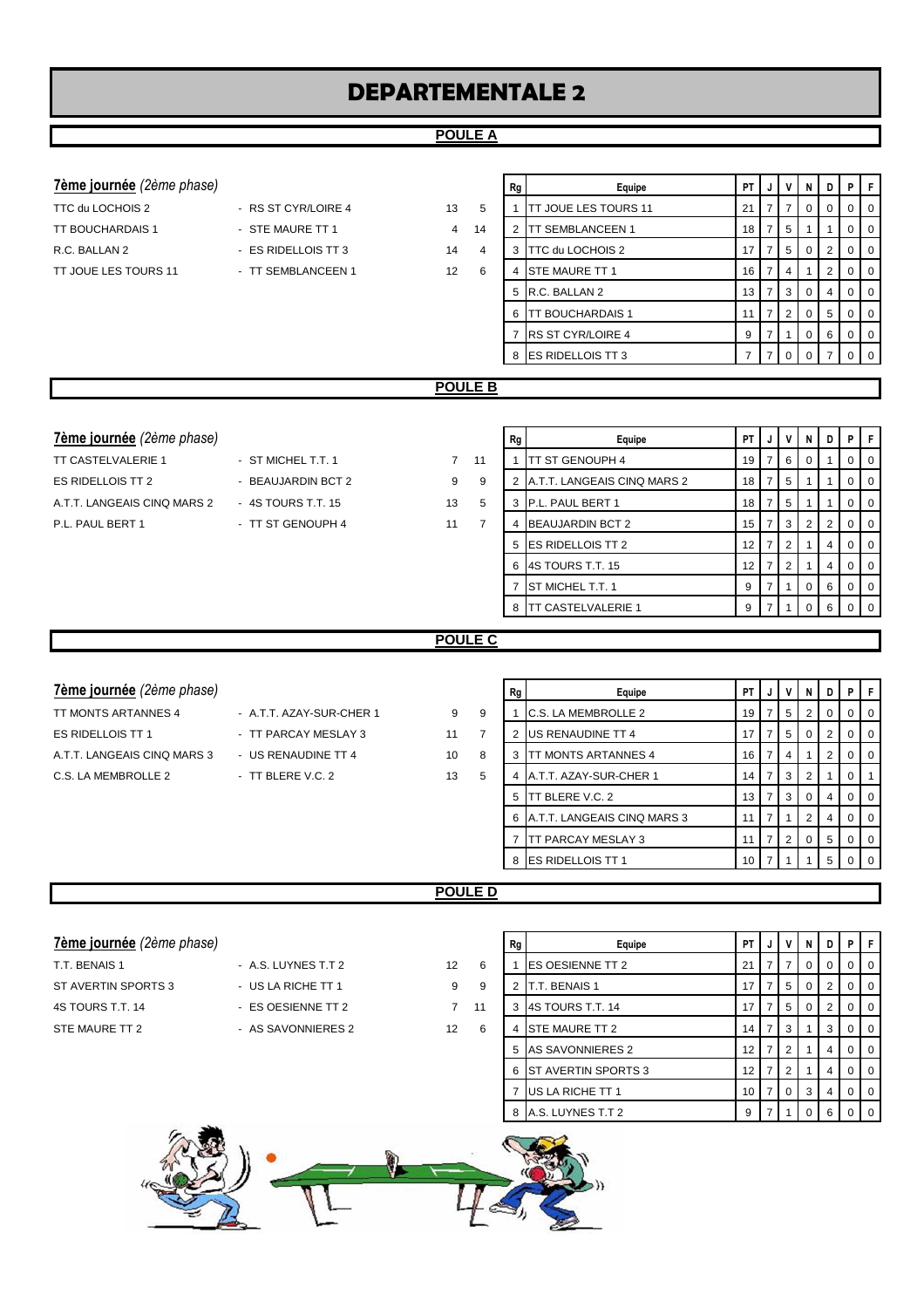# DEPARTEMENTALE 2

## POULE A

**7ème journée** *(2ème phase)*

| | | | |
|---|---|---|---|
| TTC du LOCHOIS 2 | - RS ST CYR/LOIRE 4 | 13 | 5 |
| TT BOUCHARDAIS 1 | - STE MAURE TT 1 | 4 | 14 |
| R.C. BALLAN 2 | - ES RIDELLOIS TT 3 | 14 | 4 |
| TT JOUE LES TOURS 11 | - TT SEMBLANCEEN 1 | 12 | 6 |

| Rg | Equipe | PT | J | V | N | D | P | F |
|---|---|---|---|---|---|---|---|---|
| 1 | TT JOUE LES TOURS 11 | 21 | 7 | 7 | 0 | 0 | 0 | 0 |
| 2 | TT SEMBLANCEEN 1 | 18 | 7 | 5 | 1 | 1 | 0 | 0 |
| 3 | TTC du LOCHOIS 2 | 17 | 7 | 5 | 0 | 2 | 0 | 0 |
| 4 | STE MAURE TT 1 | 16 | 7 | 4 | 1 | 2 | 0 | 0 |
| 5 | R.C. BALLAN 2 | 13 | 7 | 3 | 0 | 4 | 0 | 0 |
| 6 | TT BOUCHARDAIS 1 | 11 | 7 | 2 | 0 | 5 | 0 | 0 |
| 7 | RS ST CYR/LOIRE 4 | 9 | 7 | 1 | 0 | 6 | 0 | 0 |
| 8 | ES RIDELLOIS TT 3 | 7 | 7 | 0 | 0 | 7 | 0 | 0 |

## POULE B

**7ème journée** *(2ème phase)*

| | | | |
|---|---|---|---|
| TT CASTELVALERIE 1 | - ST MICHEL T.T. 1 | 7 | 11 |
| ES RIDELLOIS TT 2 | - BEAUJARDIN BCT 2 | 9 | 9 |
| A.T.T. LANGEAIS CINQ MARS 2 | - 4S TOURS T.T. 15 | 13 | 5 |
| P.L. PAUL BERT 1 | - TT ST GENOUPH 4 | 11 | 7 |

| Rg | Equipe | PT | J | V | N | D | P | F |
|---|---|---|---|---|---|---|---|---|
| 1 | TT ST GENOUPH 4 | 19 | 7 | 6 | 0 | 1 | 0 | 0 |
| 2 | A.T.T. LANGEAIS CINQ MARS 2 | 18 | 7 | 5 | 1 | 1 | 0 | 0 |
| 3 | P.L. PAUL BERT 1 | 18 | 7 | 5 | 1 | 1 | 0 | 0 |
| 4 | BEAUJARDIN BCT 2 | 15 | 7 | 3 | 2 | 2 | 0 | 0 |
| 5 | ES RIDELLOIS TT 2 | 12 | 7 | 2 | 1 | 4 | 0 | 0 |
| 6 | 4S TOURS T.T. 15 | 12 | 7 | 2 | 1 | 4 | 0 | 0 |
| 7 | ST MICHEL T.T. 1 | 9 | 7 | 1 | 0 | 6 | 0 | 0 |
| 8 | TT CASTELVALERIE 1 | 9 | 7 | 1 | 0 | 6 | 0 | 0 |

## POULE C

**7ème journée** *(2ème phase)*

| | | | |
|---|---|---|---|
| TT MONTS ARTANNES 4 | - A.T.T. AZAY-SUR-CHER 1 | 9 | 9 |
| ES RIDELLOIS TT 1 | - TT PARCAY MESLAY 3 | 11 | 7 |
| A.T.T. LANGEAIS CINQ MARS 3 | - US RENAUDINE TT 4 | 10 | 8 |
| C.S. LA MEMBROLLE 2 | - TT BLERE V.C. 2 | 13 | 5 |

| Rg | Equipe | PT | J | V | N | D | P | F |
|---|---|---|---|---|---|---|---|---|
| 1 | C.S. LA MEMBROLLE 2 | 19 | 7 | 5 | 2 | 0 | 0 | 0 |
| 2 | US RENAUDINE TT 4 | 17 | 7 | 5 | 0 | 2 | 0 | 0 |
| 3 | TT MONTS ARTANNES 4 | 16 | 7 | 4 | 1 | 2 | 0 | 0 |
| 4 | A.T.T. AZAY-SUR-CHER 1 | 14 | 7 | 3 | 2 | 1 | 0 | 1 |
| 5 | TT BLERE V.C. 2 | 13 | 7 | 3 | 0 | 4 | 0 | 0 |
| 6 | A.T.T. LANGEAIS CINQ MARS 3 | 11 | 7 | 1 | 2 | 4 | 0 | 0 |
| 7 | TT PARCAY MESLAY 3 | 11 | 7 | 2 | 0 | 5 | 0 | 0 |
| 8 | ES RIDELLOIS TT 1 | 10 | 7 | 1 | 1 | 5 | 0 | 0 |

## POULE D

**7ème journée** *(2ème phase)*

| | | | |
|---|---|---|---|
| T.T. BENAIS 1 | - A.S. LUYNES T.T 2 | 12 | 6 |
| ST AVERTIN SPORTS 3 | - US LA RICHE TT 1 | 9 | 9 |
| 4S TOURS T.T. 14 | - ES OESIENNE TT 2 | 7 | 11 |
| STE MAURE TT 2 | - AS SAVONNIERES 2 | 12 | 6 |

| Rg | Equipe | PT | J | V | N | D | P | F |
|---|---|---|---|---|---|---|---|---|
| 1 | ES OESIENNE TT 2 | 21 | 7 | 7 | 0 | 0 | 0 | 0 |
| 2 | T.T. BENAIS 1 | 17 | 7 | 5 | 0 | 2 | 0 | 0 |
| 3 | 4S TOURS T.T. 14 | 17 | 7 | 5 | 0 | 2 | 0 | 0 |
| 4 | STE MAURE TT 2 | 14 | 7 | 3 | 1 | 3 | 0 | 0 |
| 5 | AS SAVONNIERES 2 | 12 | 7 | 2 | 1 | 4 | 0 | 0 |
| 6 | ST AVERTIN SPORTS 3 | 12 | 7 | 2 | 1 | 4 | 0 | 0 |
| 7 | US LA RICHE TT 1 | 10 | 7 | 0 | 3 | 4 | 0 | 0 |
| 8 | A.S. LUYNES T.T 2 | 9 | 7 | 1 | 0 | 6 | 0 | 0 |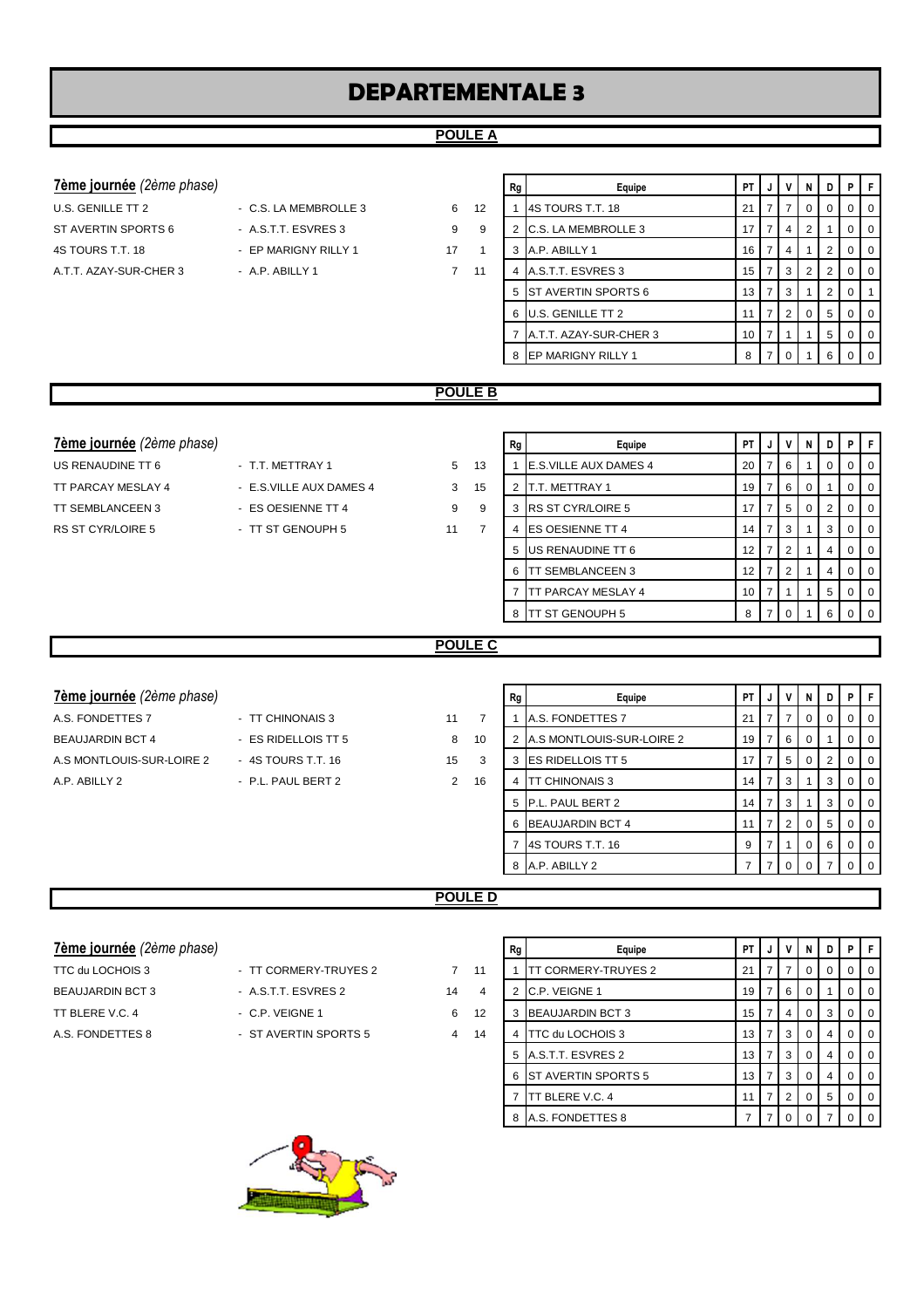# DEPARTEMENTALE 3

## POULE A

**7ème journée** *(2ème phase)*

| Équipe 1 | Équipe 2 | Score 1 | Score 2 |
|---|---|---|---|
| U.S. GENILLE TT 2 | C.S. LA MEMBROLLE 3 | 6 | 12 |
| ST AVERTIN SPORTS 6 | A.S.T.T. ESVRES 3 | 9 | 9 |
| 4S TOURS T.T. 18 | EP MARIGNY RILLY 1 | 17 | 1 |
| A.T.T. AZAY-SUR-CHER 3 | A.P. ABILLY 1 | 7 | 11 |

| Rg | Equipe | PT | J | V | N | D | P | F |
|---|---|---|---|---|---|---|---|---|
| 1 | 4S TOURS T.T. 18 | 21 | 7 | 7 | 0 | 0 | 0 | 0 |
| 2 | C.S. LA MEMBROLLE 3 | 17 | 7 | 4 | 2 | 1 | 0 | 0 |
| 3 | A.P. ABILLY 1 | 16 | 7 | 4 | 1 | 2 | 0 | 0 |
| 4 | A.S.T.T. ESVRES 3 | 15 | 7 | 3 | 2 | 2 | 0 | 0 |
| 5 | ST AVERTIN SPORTS 6 | 13 | 7 | 3 | 1 | 2 | 0 | 1 |
| 6 | U.S. GENILLE TT 2 | 11 | 7 | 2 | 0 | 5 | 0 | 0 |
| 7 | A.T.T. AZAY-SUR-CHER 3 | 10 | 7 | 1 | 1 | 5 | 0 | 0 |
| 8 | EP MARIGNY RILLY 1 | 8 | 7 | 0 | 1 | 6 | 0 | 0 |

## POULE B

**7ème journée** *(2ème phase)*

| Équipe 1 | Équipe 2 | Score 1 | Score 2 |
|---|---|---|---|
| US RENAUDINE TT 6 | T.T. METTRAY 1 | 5 | 13 |
| TT PARCAY MESLAY 4 | E.S.VILLE AUX DAMES 4 | 3 | 15 |
| TT SEMBLANCEEN 3 | ES OESIENNE TT 4 | 9 | 9 |
| RS ST CYR/LOIRE 5 | TT ST GENOUPH 5 | 11 | 7 |

| Rg | Equipe | PT | J | V | N | D | P | F |
|---|---|---|---|---|---|---|---|---|
| 1 | E.S.VILLE AUX DAMES 4 | 20 | 7 | 6 | 1 | 0 | 0 | 0 |
| 2 | T.T. METTRAY 1 | 19 | 7 | 6 | 0 | 1 | 0 | 0 |
| 3 | RS ST CYR/LOIRE 5 | 17 | 7 | 5 | 0 | 2 | 0 | 0 |
| 4 | ES OESIENNE TT 4 | 14 | 7 | 3 | 1 | 3 | 0 | 0 |
| 5 | US RENAUDINE TT 6 | 12 | 7 | 2 | 1 | 4 | 0 | 0 |
| 6 | TT SEMBLANCEEN 3 | 12 | 7 | 2 | 1 | 4 | 0 | 0 |
| 7 | TT PARCAY MESLAY 4 | 10 | 7 | 1 | 1 | 5 | 0 | 0 |
| 8 | TT ST GENOUPH 5 | 8 | 7 | 0 | 1 | 6 | 0 | 0 |

## POULE C

**7ème journée** *(2ème phase)*

| Équipe 1 | Équipe 2 | Score 1 | Score 2 |
|---|---|---|---|
| A.S. FONDETTES 7 | TT CHINONAIS 3 | 11 | 7 |
| BEAUJARDIN BCT 4 | ES RIDELLOIS TT 5 | 8 | 10 |
| A.S MONTLOUIS-SUR-LOIRE 2 | 4S TOURS T.T. 16 | 15 | 3 |
| A.P. ABILLY 2 | P.L. PAUL BERT 2 | 2 | 16 |

| Rg | Equipe | PT | J | V | N | D | P | F |
|---|---|---|---|---|---|---|---|---|
| 1 | A.S. FONDETTES 7 | 21 | 7 | 7 | 0 | 0 | 0 | 0 |
| 2 | A.S MONTLOUIS-SUR-LOIRE 2 | 19 | 7 | 6 | 0 | 1 | 0 | 0 |
| 3 | ES RIDELLOIS TT 5 | 17 | 7 | 5 | 0 | 2 | 0 | 0 |
| 4 | TT CHINONAIS 3 | 14 | 7 | 3 | 1 | 3 | 0 | 0 |
| 5 | P.L. PAUL BERT 2 | 14 | 7 | 3 | 1 | 3 | 0 | 0 |
| 6 | BEAUJARDIN BCT 4 | 11 | 7 | 2 | 0 | 5 | 0 | 0 |
| 7 | 4S TOURS T.T. 16 | 9 | 7 | 1 | 0 | 6 | 0 | 0 |
| 8 | A.P. ABILLY 2 | 7 | 7 | 0 | 0 | 7 | 0 | 0 |

## POULE D

**7ème journée** *(2ème phase)*

| Équipe 1 | Équipe 2 | Score 1 | Score 2 |
|---|---|---|---|
| TTC du LOCHOIS 3 | TT CORMERY-TRUYES 2 | 7 | 11 |
| BEAUJARDIN BCT 3 | A.S.T.T. ESVRES 2 | 14 | 4 |
| TT BLERE V.C. 4 | C.P. VEIGNE 1 | 6 | 12 |
| A.S. FONDETTES 8 | ST AVERTIN SPORTS 5 | 4 | 14 |

| Rg | Equipe | PT | J | V | N | D | P | F |
|---|---|---|---|---|---|---|---|---|
| 1 | TT CORMERY-TRUYES 2 | 21 | 7 | 7 | 0 | 0 | 0 | 0 |
| 2 | C.P. VEIGNE 1 | 19 | 7 | 6 | 0 | 1 | 0 | 0 |
| 3 | BEAUJARDIN BCT 3 | 15 | 7 | 4 | 0 | 3 | 0 | 0 |
| 4 | TTC du LOCHOIS 3 | 13 | 7 | 3 | 0 | 4 | 0 | 0 |
| 5 | A.S.T.T. ESVRES 2 | 13 | 7 | 3 | 0 | 4 | 0 | 0 |
| 6 | ST AVERTIN SPORTS 5 | 13 | 7 | 3 | 0 | 4 | 0 | 0 |
| 7 | TT BLERE V.C. 4 | 11 | 7 | 2 | 0 | 5 | 0 | 0 |
| 8 | A.S. FONDETTES 8 | 7 | 7 | 0 | 0 | 7 | 0 | 0 |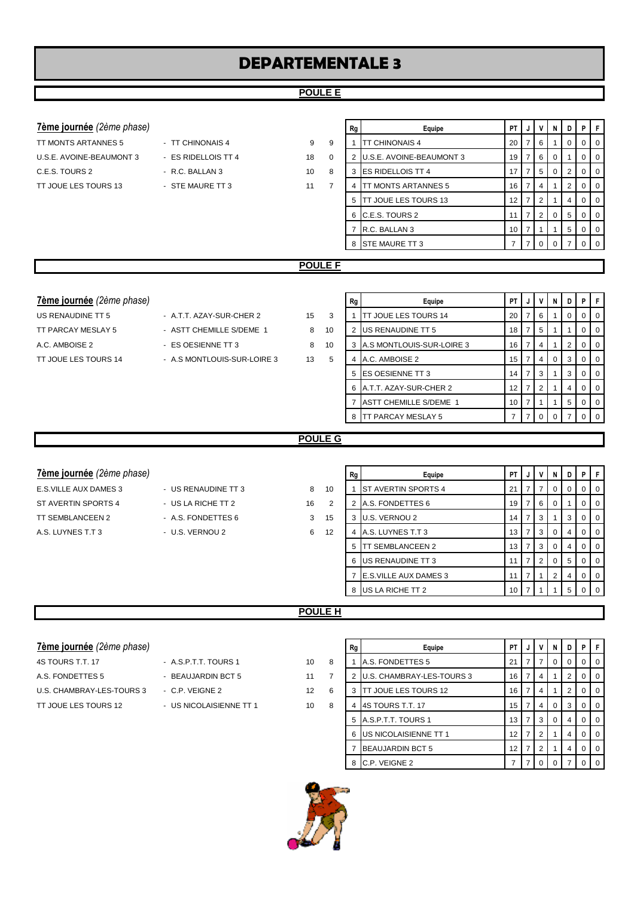# DEPARTEMENTALE 3

## POULE E

**7ème journée** *(2ème phase)*

| | | | |
|---|---|---|---|
| TT MONTS ARTANNES 5 | - TT CHINONAIS 4 | 9 | 9 |
| U.S.E. AVOINE-BEAUMONT 3 | - ES RIDELLOIS TT 4 | 18 | 0 |
| C.E.S. TOURS 2 | - R.C. BALLAN 3 | 10 | 8 |
| TT JOUE LES TOURS 13 | - STE MAURE TT 3 | 11 | 7 |

| Rg | Equipe | PT | J | V | N | D | P | F |
|---|---|---|---|---|---|---|---|---|
| 1 | TT CHINONAIS 4 | 20 | 7 | 6 | 1 | 0 | 0 | 0 |
| 2 | U.S.E. AVOINE-BEAUMONT 3 | 19 | 7 | 6 | 0 | 1 | 0 | 0 |
| 3 | ES RIDELLOIS TT 4 | 17 | 7 | 5 | 0 | 2 | 0 | 0 |
| 4 | TT MONTS ARTANNES 5 | 16 | 7 | 4 | 1 | 2 | 0 | 0 |
| 5 | TT JOUE LES TOURS 13 | 12 | 7 | 2 | 1 | 4 | 0 | 0 |
| 6 | C.E.S. TOURS 2 | 11 | 7 | 2 | 0 | 5 | 0 | 0 |
| 7 | R.C. BALLAN 3 | 10 | 7 | 1 | 1 | 5 | 0 | 0 |
| 8 | STE MAURE TT 3 | 7 | 7 | 0 | 0 | 7 | 0 | 0 |

## POULE F

**7ème journée** *(2ème phase)*

| | | | |
|---|---|---|---|
| US RENAUDINE TT 5 | - A.T.T. AZAY-SUR-CHER 2 | 15 | 3 |
| TT PARCAY MESLAY 5 | - ASTT CHEMILLE S/DEME 1 | 8 | 10 |
| A.C. AMBOISE 2 | - ES OESIENNE TT 3 | 8 | 10 |
| TT JOUE LES TOURS 14 | - A.S MONTLOUIS-SUR-LOIRE 3 | 13 | 5 |

| Rg | Equipe | PT | J | V | N | D | P | F |
|---|---|---|---|---|---|---|---|---|
| 1 | TT JOUE LES TOURS 14 | 20 | 7 | 6 | 1 | 0 | 0 | 0 |
| 2 | US RENAUDINE TT 5 | 18 | 7 | 5 | 1 | 1 | 0 | 0 |
| 3 | A.S MONTLOUIS-SUR-LOIRE 3 | 16 | 7 | 4 | 1 | 2 | 0 | 0 |
| 4 | A.C. AMBOISE 2 | 15 | 7 | 4 | 0 | 3 | 0 | 0 |
| 5 | ES OESIENNE TT 3 | 14 | 7 | 3 | 1 | 3 | 0 | 0 |
| 6 | A.T.T. AZAY-SUR-CHER 2 | 12 | 7 | 2 | 1 | 4 | 0 | 0 |
| 7 | ASTT CHEMILLE S/DEME 1 | 10 | 7 | 1 | 1 | 5 | 0 | 0 |
| 8 | TT PARCAY MESLAY 5 | 7 | 7 | 0 | 0 | 7 | 0 | 0 |

## POULE G

**7ème journée** *(2ème phase)*

| | | | |
|---|---|---|---|
| E.S.VILLE AUX DAMES 3 | - US RENAUDINE TT 3 | 8 | 10 |
| ST AVERTIN SPORTS 4 | - US LA RICHE TT 2 | 16 | 2 |
| TT SEMBLANCEEN 2 | - A.S. FONDETTES 6 | 3 | 15 |
| A.S. LUYNES T.T 3 | - U.S. VERNOU 2 | 6 | 12 |

| Rg | Equipe | PT | J | V | N | D | P | F |
|---|---|---|---|---|---|---|---|---|
| 1 | ST AVERTIN SPORTS 4 | 21 | 7 | 7 | 0 | 0 | 0 | 0 |
| 2 | A.S. FONDETTES 6 | 19 | 7 | 6 | 0 | 1 | 0 | 0 |
| 3 | U.S. VERNOU 2 | 14 | 7 | 3 | 1 | 3 | 0 | 0 |
| 4 | A.S. LUYNES T.T 3 | 13 | 7 | 3 | 0 | 4 | 0 | 0 |
| 5 | TT SEMBLANCEEN 2 | 13 | 7 | 3 | 0 | 4 | 0 | 0 |
| 6 | US RENAUDINE TT 3 | 11 | 7 | 2 | 0 | 5 | 0 | 0 |
| 7 | E.S.VILLE AUX DAMES 3 | 11 | 7 | 1 | 2 | 4 | 0 | 0 |
| 8 | US LA RICHE TT 2 | 10 | 7 | 1 | 1 | 5 | 0 | 0 |

## POULE H

**7ème journée** *(2ème phase)*

| | | | |
|---|---|---|---|
| 4S TOURS T.T. 17 | - A.S.P.T.T. TOURS 1 | 10 | 8 |
| A.S. FONDETTES 5 | - BEAUJARDIN BCT 5 | 11 | 7 |
| U.S. CHAMBRAY-LES-TOURS 3 | - C.P. VEIGNE 2 | 12 | 6 |
| TT JOUE LES TOURS 12 | - US NICOLAISIENNE TT 1 | 10 | 8 |

| Rg | Equipe | PT | J | V | N | D | P | F |
|---|---|---|---|---|---|---|---|---|
| 1 | A.S. FONDETTES 5 | 21 | 7 | 7 | 0 | 0 | 0 | 0 |
| 2 | U.S. CHAMBRAY-LES-TOURS 3 | 16 | 7 | 4 | 1 | 2 | 0 | 0 |
| 3 | TT JOUE LES TOURS 12 | 16 | 7 | 4 | 1 | 2 | 0 | 0 |
| 4 | 4S TOURS T.T. 17 | 15 | 7 | 4 | 0 | 3 | 0 | 0 |
| 5 | A.S.P.T.T. TOURS 1 | 13 | 7 | 3 | 0 | 4 | 0 | 0 |
| 6 | US NICOLAISIENNE TT 1 | 12 | 7 | 2 | 1 | 4 | 0 | 0 |
| 7 | BEAUJARDIN BCT 5 | 12 | 7 | 2 | 1 | 4 | 0 | 0 |
| 8 | C.P. VEIGNE 2 | 7 | 7 | 0 | 0 | 7 | 0 | 0 |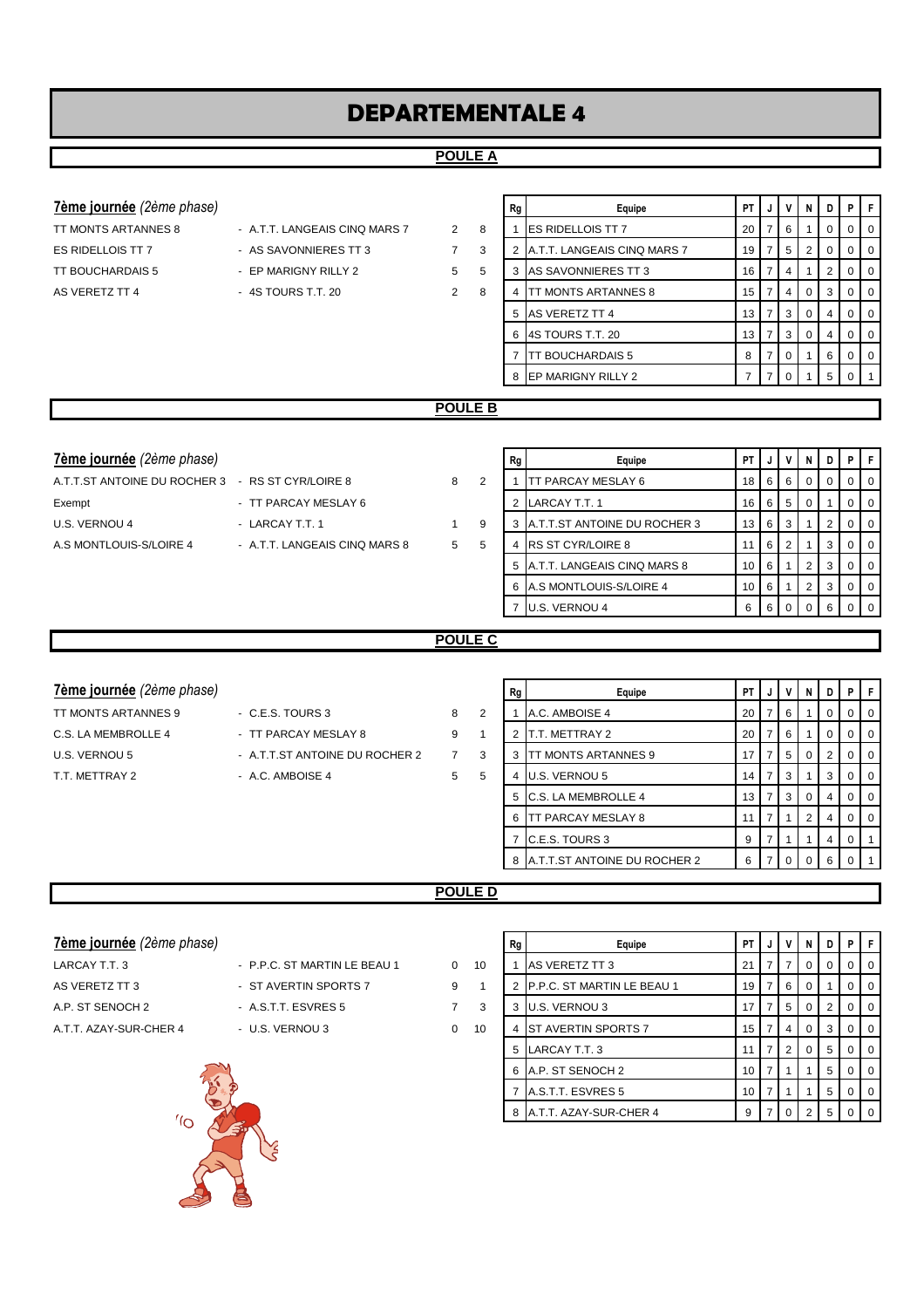# DEPARTEMENTALE 4

## POULE A

**7ème journée** *(2ème phase)*

| | | | |
|---|---|---|---|
| TT MONTS ARTANNES 8 | - A.T.T. LANGEAIS CINQ MARS 7 | 2 | 8 |
| ES RIDELLOIS TT 7 | - AS SAVONNIERES TT 3 | 7 | 3 |
| TT BOUCHARDAIS 5 | - EP MARIGNY RILLY 2 | 5 | 5 |
| AS VERETZ TT 4 | - 4S TOURS T.T. 20 | 2 | 8 |

| Rg | Equipe | PT | J | V | N | D | P | F |
|---|---|---|---|---|---|---|---|---|
| 1 | ES RIDELLOIS TT 7 | 20 | 7 | 6 | 1 | 0 | 0 | 0 |
| 2 | A.T.T. LANGEAIS CINQ MARS 7 | 19 | 7 | 5 | 2 | 0 | 0 | 0 |
| 3 | AS SAVONNIERES TT 3 | 16 | 7 | 4 | 1 | 2 | 0 | 0 |
| 4 | TT MONTS ARTANNES 8 | 15 | 7 | 4 | 0 | 3 | 0 | 0 |
| 5 | AS VERETZ TT 4 | 13 | 7 | 3 | 0 | 4 | 0 | 0 |
| 6 | 4S TOURS T.T. 20 | 13 | 7 | 3 | 0 | 4 | 0 | 0 |
| 7 | TT BOUCHARDAIS 5 | 8 | 7 | 0 | 1 | 6 | 0 | 0 |
| 8 | EP MARIGNY RILLY 2 | 7 | 7 | 0 | 1 | 5 | 0 | 1 |

## POULE B

**7ème journée** *(2ème phase)*

| | | | |
|---|---|---|---|
| A.T.T.ST ANTOINE DU ROCHER 3 | - RS ST CYR/LOIRE 8 | 8 | 2 |
| Exempt | - TT PARCAY MESLAY 6 | | |
| U.S. VERNOU 4 | - LARCAY T.T. 1 | 1 | 9 |
| A.S MONTLOUIS-S/LOIRE 4 | - A.T.T. LANGEAIS CINQ MARS 8 | 5 | 5 |

| Rg | Equipe | PT | J | V | N | D | P | F |
|---|---|---|---|---|---|---|---|---|
| 1 | TT PARCAY MESLAY 6 | 18 | 6 | 6 | 0 | 0 | 0 | 0 |
| 2 | LARCAY T.T. 1 | 16 | 6 | 5 | 0 | 1 | 0 | 0 |
| 3 | A.T.T.ST ANTOINE DU ROCHER 3 | 13 | 6 | 3 | 1 | 2 | 0 | 0 |
| 4 | RS ST CYR/LOIRE 8 | 11 | 6 | 2 | 1 | 3 | 0 | 0 |
| 5 | A.T.T. LANGEAIS CINQ MARS 8 | 10 | 6 | 1 | 2 | 3 | 0 | 0 |
| 6 | A.S MONTLOUIS-S/LOIRE 4 | 10 | 6 | 1 | 2 | 3 | 0 | 0 |
| 7 | U.S. VERNOU 4 | 6 | 6 | 0 | 0 | 6 | 0 | 0 |

## POULE C

**7ème journée** *(2ème phase)*

| | | | |
|---|---|---|---|
| TT MONTS ARTANNES 9 | - C.E.S. TOURS 3 | 8 | 2 |
| C.S. LA MEMBROLLE 4 | - TT PARCAY MESLAY 8 | 9 | 1 |
| U.S. VERNOU 5 | - A.T.T.ST ANTOINE DU ROCHER 2 | 7 | 3 |
| T.T. METTRAY 2 | - A.C. AMBOISE 4 | 5 | 5 |

| Rg | Equipe | PT | J | V | N | D | P | F |
|---|---|---|---|---|---|---|---|---|
| 1 | A.C. AMBOISE 4 | 20 | 7 | 6 | 1 | 0 | 0 | 0 |
| 2 | T.T. METTRAY 2 | 20 | 7 | 6 | 1 | 0 | 0 | 0 |
| 3 | TT MONTS ARTANNES 9 | 17 | 7 | 5 | 0 | 2 | 0 | 0 |
| 4 | U.S. VERNOU 5 | 14 | 7 | 3 | 1 | 3 | 0 | 0 |
| 5 | C.S. LA MEMBROLLE 4 | 13 | 7 | 3 | 0 | 4 | 0 | 0 |
| 6 | TT PARCAY MESLAY 8 | 11 | 7 | 1 | 2 | 4 | 0 | 0 |
| 7 | C.E.S. TOURS 3 | 9 | 7 | 1 | 1 | 4 | 0 | 1 |
| 8 | A.T.T.ST ANTOINE DU ROCHER 2 | 6 | 7 | 0 | 0 | 6 | 0 | 1 |

## POULE D

**7ème journée** *(2ème phase)*

| | | | |
|---|---|---|---|
| LARCAY T.T. 3 | - P.P.C. ST MARTIN LE BEAU 1 | 0 | 10 |
| AS VERETZ TT 3 | - ST AVERTIN SPORTS 7 | 9 | 1 |
| A.P. ST SENOCH 2 | - A.S.T.T. ESVRES 5 | 7 | 3 |
| A.T.T. AZAY-SUR-CHER 4 | - U.S. VERNOU 3 | 0 | 10 |

| Rg | Equipe | PT | J | V | N | D | P | F |
|---|---|---|---|---|---|---|---|---|
| 1 | AS VERETZ TT 3 | 21 | 7 | 7 | 0 | 0 | 0 | 0 |
| 2 | P.P.C. ST MARTIN LE BEAU 1 | 19 | 7 | 6 | 0 | 1 | 0 | 0 |
| 3 | U.S. VERNOU 3 | 17 | 7 | 5 | 0 | 2 | 0 | 0 |
| 4 | ST AVERTIN SPORTS 7 | 15 | 7 | 4 | 0 | 3 | 0 | 0 |
| 5 | LARCAY T.T. 3 | 11 | 7 | 2 | 0 | 5 | 0 | 0 |
| 6 | A.P. ST SENOCH 2 | 10 | 7 | 1 | 1 | 5 | 0 | 0 |
| 7 | A.S.T.T. ESVRES 5 | 10 | 7 | 1 | 1 | 5 | 0 | 0 |
| 8 | A.T.T. AZAY-SUR-CHER 4 | 9 | 7 | 0 | 2 | 5 | 0 | 0 |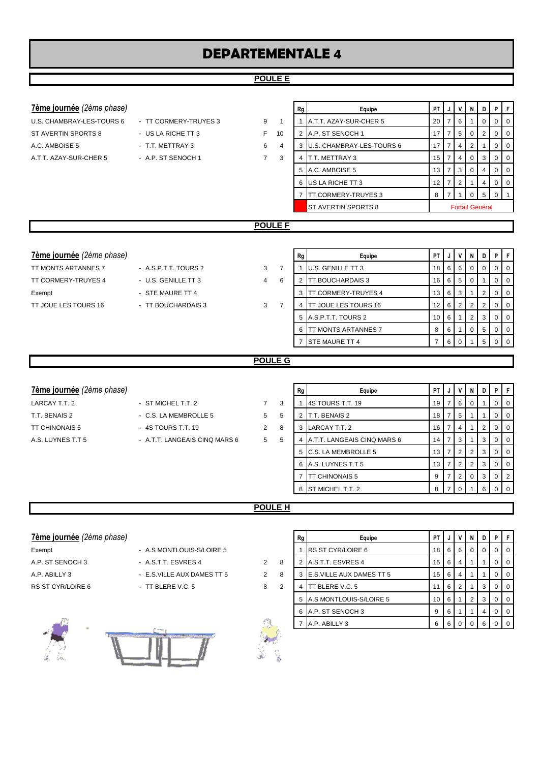# DEPARTEMENTALE 4

## POULE E

**7ème journée** *(2ème phase)*

| | | | |
|---|---|---|---|
| U.S. CHAMBRAY-LES-TOURS 6 | - TT CORMERY-TRUYES 3 | 9 | 1 |
| ST AVERTIN SPORTS 8 | - US LA RICHE TT 3 | F | 10 |
| A.C. AMBOISE 5 | - T.T. METTRAY 3 | 6 | 4 |
| A.T.T. AZAY-SUR-CHER 5 | - A.P. ST SENOCH 1 | 7 | 3 |

| Rg | Equipe | PT | J | V | N | D | P | F |
|---|---|---|---|---|---|---|---|---|
| 1 | A.T.T. AZAY-SUR-CHER 5 | 20 | 7 | 6 | 1 | 0 | 0 | 0 |
| 2 | A.P. ST SENOCH 1 | 17 | 7 | 5 | 0 | 2 | 0 | 0 |
| 3 | U.S. CHAMBRAY-LES-TOURS 6 | 17 | 7 | 4 | 2 | 1 | 0 | 0 |
| 4 | T.T. METTRAY 3 | 15 | 7 | 4 | 0 | 3 | 0 | 0 |
| 5 | A.C. AMBOISE 5 | 13 | 7 | 3 | 0 | 4 | 0 | 0 |
| 6 | US LA RICHE TT 3 | 12 | 7 | 2 | 1 | 4 | 0 | 0 |
| 7 | TT CORMERY-TRUYES 3 | 8 | 7 | 1 | 0 | 5 | 0 | 1 |
| | ST AVERTIN SPORTS 8 | Forfait Général | | | | | | |

## POULE F

**7ème journée** *(2ème phase)*

| | | | |
|---|---|---|---|
| TT MONTS ARTANNES 7 | - A.S.P.T.T. TOURS 2 | 3 | 7 |
| TT CORMERY-TRUYES 4 | - U.S. GENILLE TT 3 | 4 | 6 |
| Exempt | - STE MAURE TT 4 | | |
| TT JOUE LES TOURS 16 | - TT BOUCHARDAIS 3 | 3 | 7 |

| Rg | Equipe | PT | J | V | N | D | P | F |
|---|---|---|---|---|---|---|---|---|
| 1 | U.S. GENILLE TT 3 | 18 | 6 | 6 | 0 | 0 | 0 | 0 |
| 2 | TT BOUCHARDAIS 3 | 16 | 6 | 5 | 0 | 1 | 0 | 0 |
| 3 | TT CORMERY-TRUYES 4 | 13 | 6 | 3 | 1 | 2 | 0 | 0 |
| 4 | TT JOUE LES TOURS 16 | 12 | 6 | 2 | 2 | 2 | 0 | 0 |
| 5 | A.S.P.T.T. TOURS 2 | 10 | 6 | 1 | 2 | 3 | 0 | 0 |
| 6 | TT MONTS ARTANNES 7 | 8 | 6 | 1 | 0 | 5 | 0 | 0 |
| 7 | STE MAURE TT 4 | 7 | 6 | 0 | 1 | 5 | 0 | 0 |

## POULE G

**7ème journée** *(2ème phase)*

| | | | |
|---|---|---|---|
| LARCAY T.T. 2 | - ST MICHEL T.T. 2 | 7 | 3 |
| T.T. BENAIS 2 | - C.S. LA MEMBROLLE 5 | 5 | 5 |
| TT CHINONAIS 5 | - 4S TOURS T.T. 19 | 2 | 8 |
| A.S. LUYNES T.T 5 | - A.T.T. LANGEAIS CINQ MARS 6 | 5 | 5 |

| Rg | Equipe | PT | J | V | N | D | P | F |
|---|---|---|---|---|---|---|---|---|
| 1 | 4S TOURS T.T. 19 | 19 | 7 | 6 | 0 | 1 | 0 | 0 |
| 2 | T.T. BENAIS 2 | 18 | 7 | 5 | 1 | 1 | 0 | 0 |
| 3 | LARCAY T.T. 2 | 16 | 7 | 4 | 1 | 2 | 0 | 0 |
| 4 | A.T.T. LANGEAIS CINQ MARS 6 | 14 | 7 | 3 | 1 | 3 | 0 | 0 |
| 5 | C.S. LA MEMBROLLE 5 | 13 | 7 | 2 | 2 | 3 | 0 | 0 |
| 6 | A.S. LUYNES T.T 5 | 13 | 7 | 2 | 2 | 3 | 0 | 0 |
| 7 | TT CHINONAIS 5 | 9 | 7 | 2 | 0 | 3 | 0 | 2 |
| 8 | ST MICHEL T.T. 2 | 8 | 7 | 0 | 1 | 6 | 0 | 0 |

## POULE H

**7ème journée** *(2ème phase)*

| | | | |
|---|---|---|---|
| Exempt | - A.S MONTLOUIS-S/LOIRE 5 | | |
| A.P. ST SENOCH 3 | - A.S.T.T. ESVRES 4 | 2 | 8 |
| A.P. ABILLY 3 | - E.S.VILLE AUX DAMES TT 5 | 2 | 8 |
| RS ST CYR/LOIRE 6 | - TT BLERE V.C. 5 | 8 | 2 |

| Rg | Equipe | PT | J | V | N | D | P | F |
|---|---|---|---|---|---|---|---|---|
| 1 | RS ST CYR/LOIRE 6 | 18 | 6 | 6 | 0 | 0 | 0 | 0 |
| 2 | A.S.T.T. ESVRES 4 | 15 | 6 | 4 | 1 | 1 | 0 | 0 |
| 3 | E.S.VILLE AUX DAMES TT 5 | 15 | 6 | 4 | 1 | 1 | 0 | 0 |
| 4 | TT BLERE V.C. 5 | 11 | 6 | 2 | 1 | 3 | 0 | 0 |
| 5 | A.S MONTLOUIS-S/LOIRE 5 | 10 | 6 | 1 | 2 | 3 | 0 | 0 |
| 6 | A.P. ST SENOCH 3 | 9 | 6 | 1 | 1 | 4 | 0 | 0 |
| 7 | A.P. ABILLY 3 | 6 | 6 | 0 | 0 | 6 | 0 | 0 |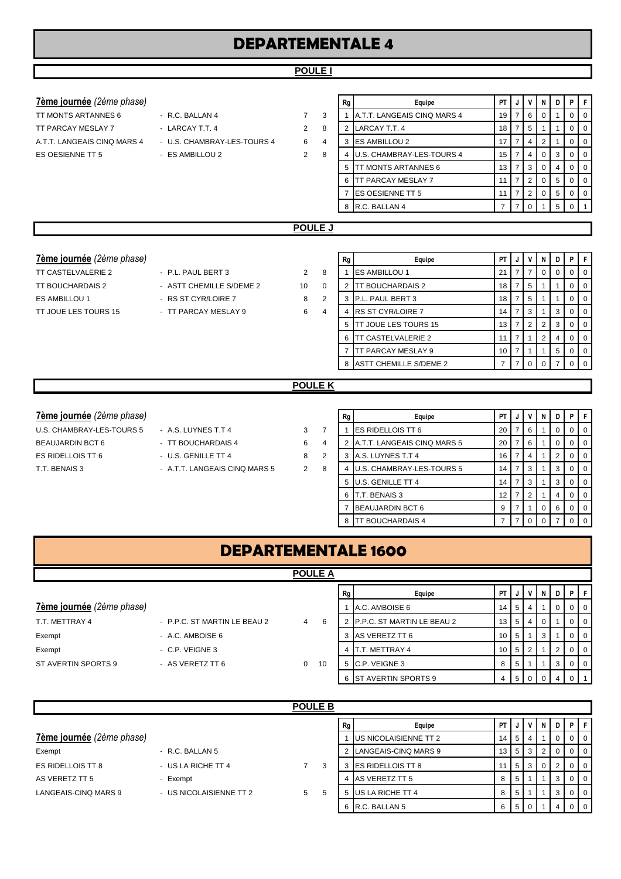# DEPARTEMENTALE 4

## POULE I

**7ème journée** *(2ème phase)*

| | | | |
|---|---|---|---|
| TT MONTS ARTANNES 6 | - R.C. BALLAN 4 | 7 | 3 |
| TT PARCAY MESLAY 7 | - LARCAY T.T. 4 | 2 | 8 |
| A.T.T. LANGEAIS CINQ MARS 4 | - U.S. CHAMBRAY-LES-TOURS 4 | 6 | 4 |
| ES OESIENNE TT 5 | - ES AMBILLOU 2 | 2 | 8 |

| Rg | Equipe | PT | J | V | N | D | P | F |
|---|---|---|---|---|---|---|---|---|
| 1 | A.T.T. LANGEAIS CINQ MARS 4 | 19 | 7 | 6 | 0 | 1 | 0 | 0 |
| 2 | LARCAY T.T. 4 | 18 | 7 | 5 | 1 | 1 | 0 | 0 |
| 3 | ES AMBILLOU 2 | 17 | 7 | 4 | 2 | 1 | 0 | 0 |
| 4 | U.S. CHAMBRAY-LES-TOURS 4 | 15 | 7 | 4 | 0 | 3 | 0 | 0 |
| 5 | TT MONTS ARTANNES 6 | 13 | 7 | 3 | 0 | 4 | 0 | 0 |
| 6 | TT PARCAY MESLAY 7 | 11 | 7 | 2 | 0 | 5 | 0 | 0 |
| 7 | ES OESIENNE TT 5 | 11 | 7 | 2 | 0 | 5 | 0 | 0 |
| 8 | R.C. BALLAN 4 | 7 | 7 | 0 | 1 | 5 | 0 | 1 |

## POULE J

**7ème journée** *(2ème phase)*

| | | | |
|---|---|---|---|
| TT CASTELVALERIE 2 | - P.L. PAUL BERT 3 | 2 | 8 |
| TT BOUCHARDAIS 2 | - ASTT CHEMILLE S/DEME 2 | 10 | 0 |
| ES AMBILLOU 1 | - RS ST CYR/LOIRE 7 | 8 | 2 |
| TT JOUE LES TOURS 15 | - TT PARCAY MESLAY 9 | 6 | 4 |

| Rg | Equipe | PT | J | V | N | D | P | F |
|---|---|---|---|---|---|---|---|---|
| 1 | ES AMBILLOU 1 | 21 | 7 | 7 | 0 | 0 | 0 | 0 |
| 2 | TT BOUCHARDAIS 2 | 18 | 7 | 5 | 1 | 1 | 0 | 0 |
| 3 | P.L. PAUL BERT 3 | 18 | 7 | 5 | 1 | 1 | 0 | 0 |
| 4 | RS ST CYR/LOIRE 7 | 14 | 7 | 3 | 1 | 3 | 0 | 0 |
| 5 | TT JOUE LES TOURS 15 | 13 | 7 | 2 | 2 | 3 | 0 | 0 |
| 6 | TT CASTELVALERIE 2 | 11 | 7 | 1 | 2 | 4 | 0 | 0 |
| 7 | TT PARCAY MESLAY 9 | 10 | 7 | 1 | 1 | 5 | 0 | 0 |
| 8 | ASTT CHEMILLE S/DEME 2 | 7 | 7 | 0 | 0 | 7 | 0 | 0 |

## POULE K

**7ème journée** *(2ème phase)*

| | | | |
|---|---|---|---|
| U.S. CHAMBRAY-LES-TOURS 5 | - A.S. LUYNES T.T 4 | 3 | 7 |
| BEAUJARDIN BCT 6 | - TT BOUCHARDAIS 4 | 6 | 4 |
| ES RIDELLOIS TT 6 | - U.S. GENILLE TT 4 | 8 | 2 |
| T.T. BENAIS 3 | - A.T.T. LANGEAIS CINQ MARS 5 | 2 | 8 |

| Rg | Equipe | PT | J | V | N | D | P | F |
|---|---|---|---|---|---|---|---|---|
| 1 | ES RIDELLOIS TT 6 | 20 | 7 | 6 | 1 | 0 | 0 | 0 |
| 2 | A.T.T. LANGEAIS CINQ MARS 5 | 20 | 7 | 6 | 1 | 0 | 0 | 0 |
| 3 | A.S. LUYNES T.T 4 | 16 | 7 | 4 | 1 | 2 | 0 | 0 |
| 4 | U.S. CHAMBRAY-LES-TOURS 5 | 14 | 7 | 3 | 1 | 3 | 0 | 0 |
| 5 | U.S. GENILLE TT 4 | 14 | 7 | 3 | 1 | 3 | 0 | 0 |
| 6 | T.T. BENAIS 3 | 12 | 7 | 2 | 1 | 4 | 0 | 0 |
| 7 | BEAUJARDIN BCT 6 | 9 | 7 | 1 | 0 | 6 | 0 | 0 |
| 8 | TT BOUCHARDAIS 4 | 7 | 7 | 0 | 0 | 7 | 0 | 0 |

# DEPARTEMENTALE 1600

## POULE A

**7ème journée** *(2ème phase)*

| | | | |
|---|---|---|---|
| T.T. METTRAY 4 | - P.P.C. ST MARTIN LE BEAU 2 | 4 | 6 |
| Exempt | - A.C. AMBOISE 6 | | |
| Exempt | - C.P. VEIGNE 3 | | |
| ST AVERTIN SPORTS 9 | - AS VERETZ TT 6 | 0 | 10 |

| Rg | Equipe | PT | J | V | N | D | P | F |
|---|---|---|---|---|---|---|---|---|
| 1 | A.C. AMBOISE 6 | 14 | 5 | 4 | 1 | 0 | 0 | 0 |
| 2 | P.P.C. ST MARTIN LE BEAU 2 | 13 | 5 | 4 | 0 | 1 | 0 | 0 |
| 3 | AS VERETZ TT 6 | 10 | 5 | 1 | 3 | 1 | 0 | 0 |
| 4 | T.T. METTRAY 4 | 10 | 5 | 2 | 1 | 2 | 0 | 0 |
| 5 | C.P. VEIGNE 3 | 8 | 5 | 1 | 1 | 3 | 0 | 0 |
| 6 | ST AVERTIN SPORTS 9 | 4 | 5 | 0 | 0 | 4 | 0 | 1 |

## POULE B

**7ème journée** *(2ème phase)*

| | | | |
|---|---|---|---|
| Exempt | - R.C. BALLAN 5 | | |
| ES RIDELLOIS TT 8 | - US LA RICHE TT 4 | 7 | 3 |
| AS VERETZ TT 5 | - Exempt | | |
| LANGEAIS-CINQ MARS 9 | - US NICOLAISIENNE TT 2 | 5 | 5 |

| Rg | Equipe | PT | J | V | N | D | P | F |
|---|---|---|---|---|---|---|---|---|
| 1 | US NICOLAISIENNE TT 2 | 14 | 5 | 4 | 1 | 0 | 0 | 0 |
| 2 | LANGEAIS-CINQ MARS 9 | 13 | 5 | 3 | 2 | 0 | 0 | 0 |
| 3 | ES RIDELLOIS TT 8 | 11 | 5 | 3 | 0 | 2 | 0 | 0 |
| 4 | AS VERETZ TT 5 | 8 | 5 | 1 | 1 | 3 | 0 | 0 |
| 5 | US LA RICHE TT 4 | 8 | 5 | 1 | 1 | 3 | 0 | 0 |
| 6 | R.C. BALLAN 5 | 6 | 5 | 0 | 1 | 4 | 0 | 0 |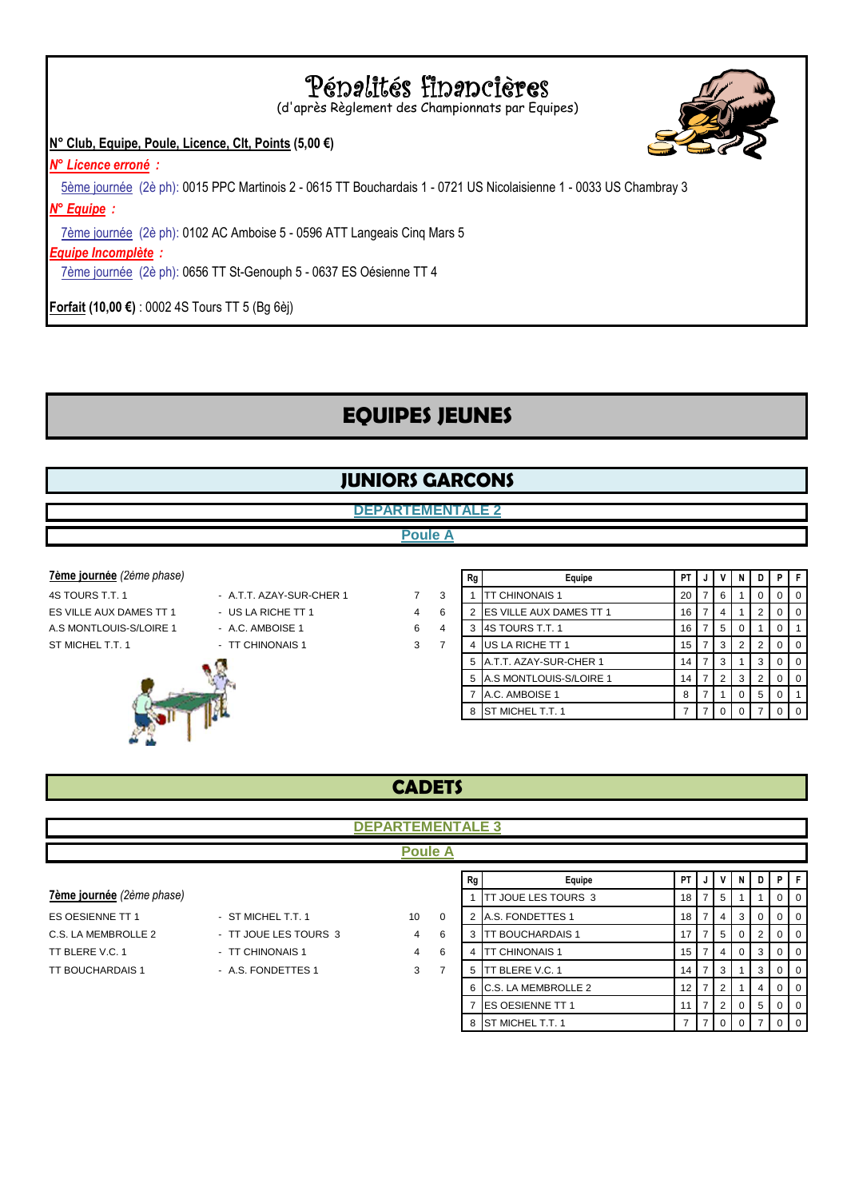# Pénalités financières

(d'après Règlement des Championnats par Equipes)

**N° Club, Equipe, Poule, Licence, Clt, Points (5,00 €)**

***N° Licence erroné :***

5ème journée (2è ph): 0015 PPC Martinois 2 - 0615 TT Bouchardais 1 - 0721 US Nicolaisienne 1 - 0033 US Chambray 3

***N° Equipe :***

7ème journée (2è ph): 0102 AC Amboise 5 - 0596 ATT Langeais Cinq Mars 5

***Equipe Incomplète :***

7ème journée (2è ph): 0656 TT St-Genouph 5 - 0637 ES Oésienne TT 4

**Forfait (10,00 €)** : 0002 4S Tours TT 5 (Bg 6èj)

# EQUIPES JEUNES

## JUNIORS GARCONS

### DEPARTEMENTALE 2

### Poule A

**7ème journée** *(2ème phase)*

| | | | |
|---|---|---|---|
| 4S TOURS T.T. 1 | - A.T.T. AZAY-SUR-CHER 1 | 7 | 3 |
| ES VILLE AUX DAMES TT 1 | - US LA RICHE TT 1 | 4 | 6 |
| A.S MONTLOUIS-S/LOIRE 1 | - A.C. AMBOISE 1 | 6 | 4 |
| ST MICHEL T.T. 1 | - TT CHINONAIS 1 | 3 | 7 |

| Rg | Equipe | PT | J | V | N | D | P | F |
|---|---|---|---|---|---|---|---|---|
| 1 | TT CHINONAIS 1 | 20 | 7 | 6 | 1 | 0 | 0 | 0 |
| 2 | ES VILLE AUX DAMES TT 1 | 16 | 7 | 4 | 1 | 2 | 0 | 0 |
| 3 | 4S TOURS T.T. 1 | 16 | 7 | 5 | 0 | 1 | 0 | 1 |
| 4 | US LA RICHE TT 1 | 15 | 7 | 3 | 2 | 2 | 0 | 0 |
| 5 | A.T.T. AZAY-SUR-CHER 1 | 14 | 7 | 3 | 1 | 3 | 0 | 0 |
| 5 | A.S MONTLOUIS-S/LOIRE 1 | 14 | 7 | 2 | 3 | 2 | 0 | 0 |
| 7 | A.C. AMBOISE 1 | 8 | 7 | 1 | 0 | 5 | 0 | 1 |
| 8 | ST MICHEL T.T. 1 | 7 | 7 | 0 | 0 | 7 | 0 | 0 |

## CADETS

### DEPARTEMENTALE 3

### Poule A

**7ème journée** *(2ème phase)*

| | | | |
|---|---|---|---|
| ES OESIENNE TT 1 | - ST MICHEL T.T. 1 | 10 | 0 |
| C.S. LA MEMBROLLE 2 | - TT JOUE LES TOURS 3 | 4 | 6 |
| TT BLERE V.C. 1 | - TT CHINONAIS 1 | 4 | 6 |
| TT BOUCHARDAIS 1 | - A.S. FONDETTES 1 | 3 | 7 |

| Rg | Equipe | PT | J | V | N | D | P | F |
|---|---|---|---|---|---|---|---|---|
| 1 | TT JOUE LES TOURS 3 | 18 | 7 | 5 | 1 | 1 | 0 | 0 |
| 2 | A.S. FONDETTES 1 | 18 | 7 | 4 | 3 | 0 | 0 | 0 |
| 3 | TT BOUCHARDAIS 1 | 17 | 7 | 5 | 0 | 2 | 0 | 0 |
| 4 | TT CHINONAIS 1 | 15 | 7 | 4 | 0 | 3 | 0 | 0 |
| 5 | TT BLERE V.C. 1 | 14 | 7 | 3 | 1 | 3 | 0 | 0 |
| 6 | C.S. LA MEMBROLLE 2 | 12 | 7 | 2 | 1 | 4 | 0 | 0 |
| 7 | ES OESIENNE TT 1 | 11 | 7 | 2 | 0 | 5 | 0 | 0 |
| 8 | ST MICHEL T.T. 1 | 7 | 7 | 0 | 0 | 7 | 0 | 0 |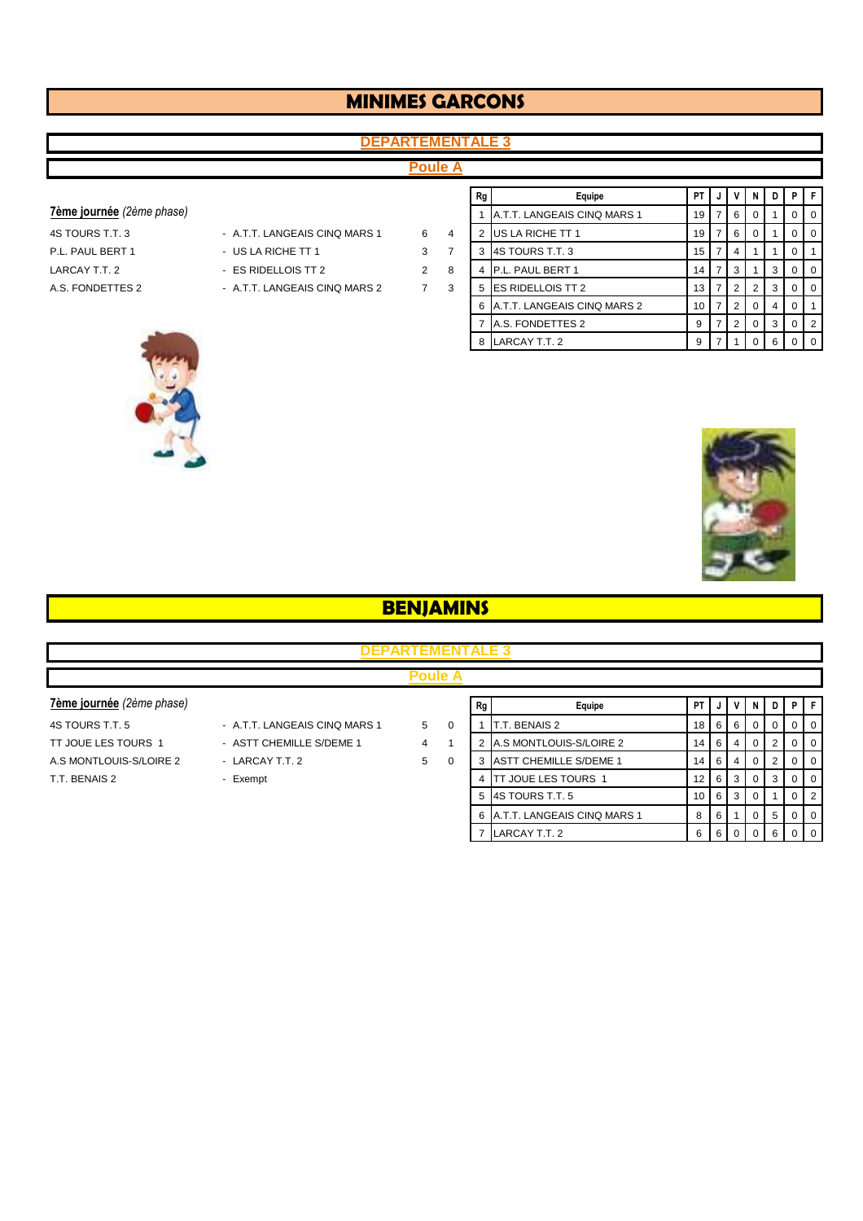# MINIMES GARCONS

## DEPARTEMENTALE 3

### Poule A

**7ème journée** *(2ème phase)*

| | | | |
|---|---|---|---|
| 4S TOURS T.T. 3 | - A.T.T. LANGEAIS CINQ MARS 1 | 6 | 4 |
| P.L. PAUL BERT 1 | - US LA RICHE TT 1 | 3 | 7 |
| LARCAY T.T. 2 | - ES RIDELLOIS TT 2 | 2 | 8 |
| A.S. FONDETTES 2 | - A.T.T. LANGEAIS CINQ MARS 2 | 7 | 3 |

| Rg | Equipe | PT | J | V | N | D | P | F |
|---|---|---|---|---|---|---|---|---|
| 1 | A.T.T. LANGEAIS CINQ MARS 1 | 19 | 7 | 6 | 0 | 1 | 0 | 0 |
| 2 | US LA RICHE TT 1 | 19 | 7 | 6 | 0 | 1 | 0 | 0 |
| 3 | 4S TOURS T.T. 3 | 15 | 7 | 4 | 1 | 1 | 0 | 1 |
| 4 | P.L. PAUL BERT 1 | 14 | 7 | 3 | 1 | 3 | 0 | 0 |
| 5 | ES RIDELLOIS TT 2 | 13 | 7 | 2 | 2 | 3 | 0 | 0 |
| 6 | A.T.T. LANGEAIS CINQ MARS 2 | 10 | 7 | 2 | 0 | 4 | 0 | 1 |
| 7 | A.S. FONDETTES 2 | 9 | 7 | 2 | 0 | 3 | 0 | 2 |
| 8 | LARCAY T.T. 2 | 9 | 7 | 1 | 0 | 6 | 0 | 0 |

# BENJAMINS

## DEPARTEMENTALE 3

### Poule A

**7ème journée** *(2ème phase)*

| | | | |
|---|---|---|---|
| 4S TOURS T.T. 5 | - A.T.T. LANGEAIS CINQ MARS 1 | 5 | 0 |
| TT JOUE LES TOURS 1 | - ASTT CHEMILLE S/DEME 1 | 4 | 1 |
| A.S MONTLOUIS-S/LOIRE 2 | - LARCAY T.T. 2 | 5 | 0 |
| T.T. BENAIS 2 | - Exempt | | |

| Rg | Equipe | PT | J | V | N | D | P | F |
|---|---|---|---|---|---|---|---|---|
| 1 | T.T. BENAIS 2 | 18 | 6 | 6 | 0 | 0 | 0 | 0 |
| 2 | A.S MONTLOUIS-S/LOIRE 2 | 14 | 6 | 4 | 0 | 2 | 0 | 0 |
| 3 | ASTT CHEMILLE S/DEME 1 | 14 | 6 | 4 | 0 | 2 | 0 | 0 |
| 4 | TT JOUE LES TOURS 1 | 12 | 6 | 3 | 0 | 3 | 0 | 0 |
| 5 | 4S TOURS T.T. 5 | 10 | 6 | 3 | 0 | 1 | 0 | 2 |
| 6 | A.T.T. LANGEAIS CINQ MARS 1 | 8 | 6 | 1 | 0 | 5 | 0 | 0 |
| 7 | LARCAY T.T. 2 | 6 | 6 | 0 | 0 | 6 | 0 | 0 |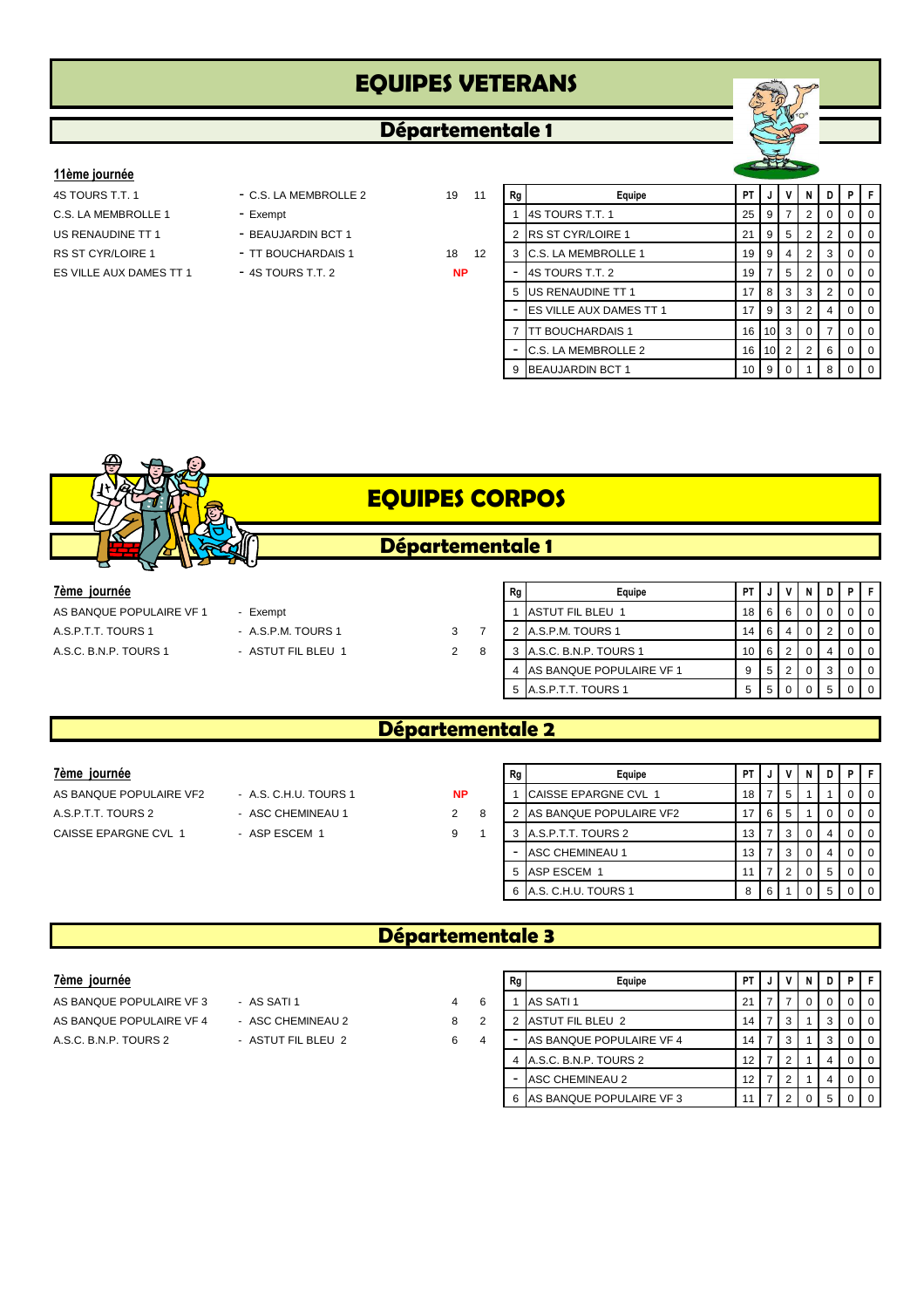# EQUIPES VETERANS

## Départementale 1

**11ème journée**

| | | | |
|---|---|---|---|
| 4S TOURS T.T. 1 | - C.S. LA MEMBROLLE 2 | 19 | 11 |
| C.S. LA MEMBROLLE 1 | - Exempt | | |
| US RENAUDINE TT 1 | - BEAUJARDIN BCT 1 | | |
| RS ST CYR/LOIRE 1 | - TT BOUCHARDAIS 1 | 18 | 12 |
| ES VILLE AUX DAMES TT 1 | - 4S TOURS T.T. 2 | NP | |

| Rg | Equipe | PT | J | V | N | D | P | F |
|---|---|---|---|---|---|---|---|---|
| 1 | 4S TOURS T.T. 1 | 25 | 9 | 7 | 2 | 0 | 0 | 0 |
| 2 | RS ST CYR/LOIRE 1 | 21 | 9 | 5 | 2 | 2 | 0 | 0 |
| 3 | C.S. LA MEMBROLLE 1 | 19 | 9 | 4 | 2 | 3 | 0 | 0 |
| - | 4S TOURS T.T. 2 | 19 | 7 | 5 | 2 | 0 | 0 | 0 |
| 5 | US RENAUDINE TT 1 | 17 | 8 | 3 | 3 | 2 | 0 | 0 |
| - | ES VILLE AUX DAMES TT 1 | 17 | 9 | 3 | 2 | 4 | 0 | 0 |
| 7 | TT BOUCHARDAIS 1 | 16 | 10 | 3 | 0 | 7 | 0 | 0 |
| - | C.S. LA MEMBROLLE 2 | 16 | 10 | 2 | 2 | 6 | 0 | 0 |
| 9 | BEAUJARDIN BCT 1 | 10 | 9 | 0 | 1 | 8 | 0 | 0 |

# EQUIPES CORPOS

## Départementale 1

**7ème journée**

| | | | |
|---|---|---|---|
| AS BANQUE POPULAIRE VF 1 | - Exempt | | |
| A.S.P.T.T. TOURS 1 | - A.S.P.M. TOURS 1 | 3 | 7 |
| A.S.C. B.N.P. TOURS 1 | - ASTUT FIL BLEU 1 | 2 | 8 |

| Rg | Equipe | PT | J | V | N | D | P | F |
|---|---|---|---|---|---|---|---|---|
| 1 | ASTUT FIL BLEU 1 | 18 | 6 | 6 | 0 | 0 | 0 | 0 |
| 2 | A.S.P.M. TOURS 1 | 14 | 6 | 4 | 0 | 2 | 0 | 0 |
| 3 | A.S.C. B.N.P. TOURS 1 | 10 | 6 | 2 | 0 | 4 | 0 | 0 |
| 4 | AS BANQUE POPULAIRE VF 1 | 9 | 5 | 2 | 0 | 3 | 0 | 0 |
| 5 | A.S.P.T.T. TOURS 1 | 5 | 5 | 0 | 0 | 5 | 0 | 0 |

## Départementale 2

**7ème journée**

| | | | |
|---|---|---|---|
| AS BANQUE POPULAIRE VF2 | - A.S. C.H.U. TOURS 1 | NP | |
| A.S.P.T.T. TOURS 2 | - ASC CHEMINEAU 1 | 2 | 8 |
| CAISSE EPARGNE CVL 1 | - ASP ESCEM 1 | 9 | 1 |

| Rg | Equipe | PT | J | V | N | D | P | F |
|---|---|---|---|---|---|---|---|---|
| 1 | CAISSE EPARGNE CVL 1 | 18 | 7 | 5 | 1 | 1 | 0 | 0 |
| 2 | AS BANQUE POPULAIRE VF2 | 17 | 6 | 5 | 1 | 0 | 0 | 0 |
| 3 | A.S.P.T.T. TOURS 2 | 13 | 7 | 3 | 0 | 4 | 0 | 0 |
| - | ASC CHEMINEAU 1 | 13 | 7 | 3 | 0 | 4 | 0 | 0 |
| 5 | ASP ESCEM 1 | 11 | 7 | 2 | 0 | 5 | 0 | 0 |
| 6 | A.S. C.H.U. TOURS 1 | 8 | 6 | 1 | 0 | 5 | 0 | 0 |

## Départementale 3

**7ème journée**

| | | | |
|---|---|---|---|
| AS BANQUE POPULAIRE VF 3 | - AS SATI 1 | 4 | 6 |
| AS BANQUE POPULAIRE VF 4 | - ASC CHEMINEAU 2 | 8 | 2 |
| A.S.C. B.N.P. TOURS 2 | - ASTUT FIL BLEU 2 | 6 | 4 |

| Rg | Equipe | PT | J | V | N | D | P | F |
|---|---|---|---|---|---|---|---|---|
| 1 | AS SATI 1 | 21 | 7 | 7 | 0 | 0 | 0 | 0 |
| 2 | ASTUT FIL BLEU 2 | 14 | 7 | 3 | 1 | 3 | 0 | 0 |
| - | AS BANQUE POPULAIRE VF 4 | 14 | 7 | 3 | 1 | 3 | 0 | 0 |
| 4 | A.S.C. B.N.P. TOURS 2 | 12 | 7 | 2 | 1 | 4 | 0 | 0 |
| - | ASC CHEMINEAU 2 | 12 | 7 | 2 | 1 | 4 | 0 | 0 |
| 6 | AS BANQUE POPULAIRE VF 3 | 11 | 7 | 2 | 0 | 5 | 0 | 0 |